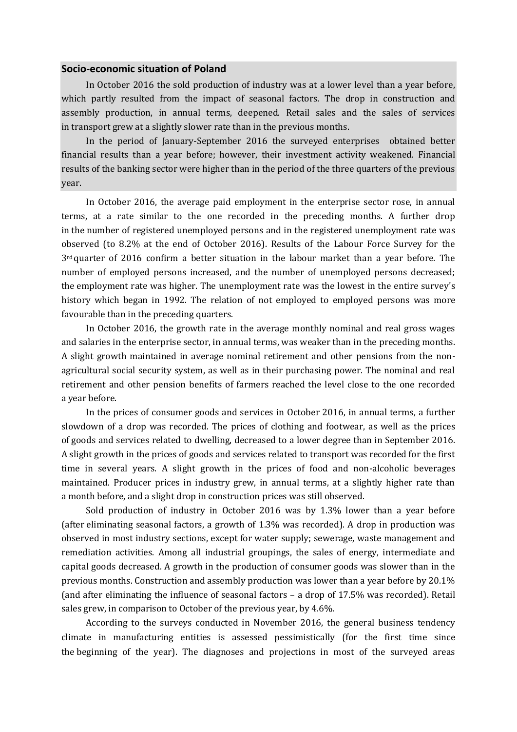## Socio-economic situation of Poland

In October 2016 the sold production of industry was at a lower level than a year before, which partly resulted from the impact of seasonal factors. The drop in construction and assembly production, in annual terms, deepened. Retail sales and the sales of services in transport grew at a slightly slower rate than in the previous months.

In the period of January-September 2016 the surveyed enterprises obtained better financial results than a year before; however, their investment activity weakened. Financial results of the banking sector were higher than in the period of the three quarters of the previous year.

In October 2016, the average paid employment in the enterprise sector rose, in annual terms, at a rate similar to the one recorded in the preceding months. A further drop in the number of registered unemployed persons and in the registered unemployment rate was observed (to 8.2% at the end of October 2016). Results of the Labour Force Survey for the 3rd quarter of 2016 confirm a better situation in the labour market than a year before. The number of employed persons increased, and the number of unemployed persons decreased; the employment rate was higher. The unemployment rate was the lowest in the entire survey's history which began in 1992. The relation of not employed to employed persons was more favourable than in the preceding quarters.

In October 2016, the growth rate in the average monthly nominal and real gross wages and salaries in the enterprise sector, in annual terms, was weaker than in the preceding months. A slight growth maintained in average nominal retirement and other pensions from the non-agricultural social security system, as well as in their purchasing power. The nominal and real retirement and other pension benefits of farmers reached the level close to the one recorded a year before.

In the prices of consumer goods and services in October 2016, in annual terms, a further slowdown of a drop was recorded. The prices of clothing and footwear, as well as the prices of goods and services related to dwelling, decreased to a lower degree than in September 2016. A slight growth in the prices of goods and services related to transport was recorded for the first time in several years. A slight growth in the prices of food and non-alcoholic beverages maintained. Producer prices in industry grew, in annual terms, at a slightly higher rate than a month before, and a slight drop in construction prices was still observed.

Sold production of industry in October 2016 was by 1.3% lower than a year before (after eliminating seasonal factors, a growth of 1.3% was recorded). A drop in production was observed in most industry sections, except for water supply; sewerage, waste management and remediation activities. Among all industrial groupings, the sales of energy, intermediate and capital goods decreased. A growth in the production of consumer goods was slower than in the previous months. Construction and assembly production was lower than a year before by 20.1% (and after eliminating the influence of seasonal factors – a drop of 17.5% was recorded). Retail sales grew, in comparison to October of the previous year, by 4.6%.

According to the surveys conducted in November 2016, the general business tendency climate in manufacturing entities is assessed pessimistically (for the first time since the beginning of the year). The diagnoses and projections in most of the surveyed areas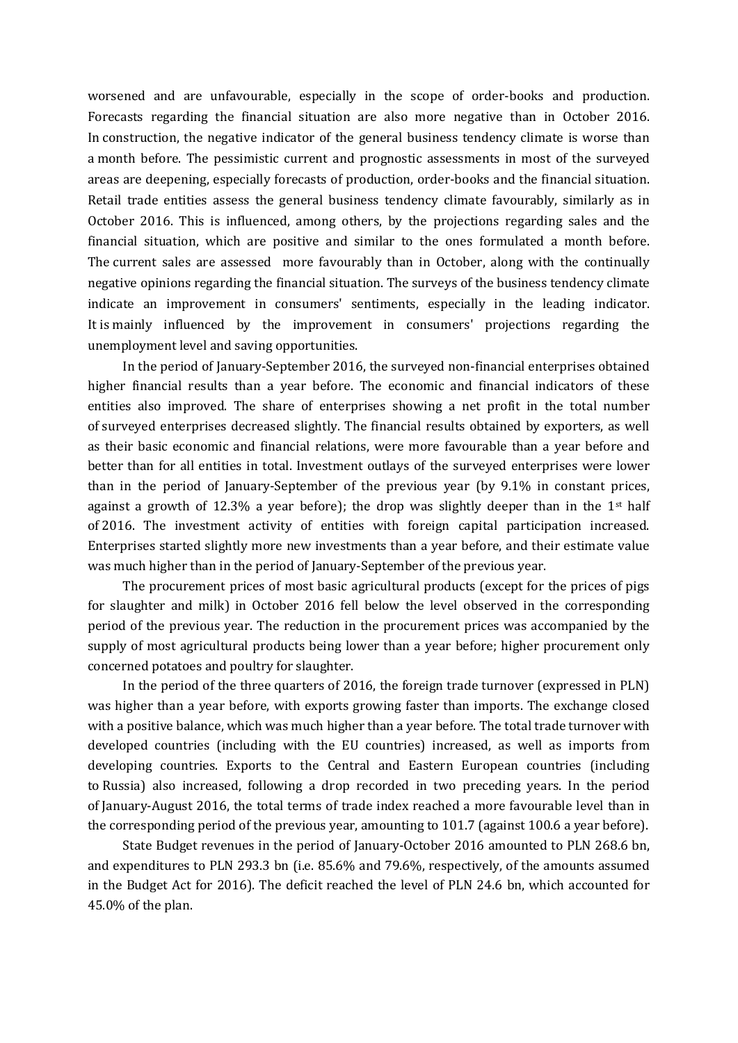worsened and are unfavourable, especially in the scope of order-books and production. Forecasts regarding the financial situation are also more negative than in October 2016. In construction, the negative indicator of the general business tendency climate is worse than a month before. The pessimistic current and prognostic assessments in most of the surveyed areas are deepening, especially forecasts of production, order-books and the financial situation. Retail trade entities assess the general business tendency climate favourably, similarly as in October 2016. This is influenced, among others, by the projections regarding sales and the financial situation, which are positive and similar to the ones formulated a month before. The current sales are assessed more favourably than in October, along with the continually negative opinions regarding the financial situation. The surveys of the business tendency climate indicate an improvement in consumers' sentiments, especially in the leading indicator. It is mainly influenced by the improvement in consumers' projections regarding the unemployment level and saving opportunities.

In the period of January-September 2016, the surveyed non-financial enterprises obtained higher financial results than a year before. The economic and financial indicators of these entities also improved. The share of enterprises showing a net profit in the total number of surveyed enterprises decreased slightly. The financial results obtained by exporters, as well as their basic economic and financial relations, were more favourable than a year before and better than for all entities in total. Investment outlays of the surveyed enterprises were lower than in the period of January-September of the previous year (by 9.1% in constant prices, against a growth of 12.3% a year before); the drop was slightly deeper than in the 1st half of 2016. The investment activity of entities with foreign capital participation increased. Enterprises started slightly more new investments than a year before, and their estimate value was much higher than in the period of January-September of the previous year.

The procurement prices of most basic agricultural products (except for the prices of pigs for slaughter and milk) in October 2016 fell below the level observed in the corresponding period of the previous year. The reduction in the procurement prices was accompanied by the supply of most agricultural products being lower than a year before; higher procurement only concerned potatoes and poultry for slaughter.

In the period of the three quarters of 2016, the foreign trade turnover (expressed in PLN) was higher than a year before, with exports growing faster than imports. The exchange closed with a positive balance, which was much higher than a year before. The total trade turnover with developed countries (including with the EU countries) increased, as well as imports from developing countries. Exports to the Central and Eastern European countries (including to Russia) also increased, following a drop recorded in two preceding years. In the period of January-August 2016, the total terms of trade index reached a more favourable level than in the corresponding period of the previous year, amounting to 101.7 (against 100.6 a year before).

State Budget revenues in the period of January-October 2016 amounted to PLN 268.6 bn, and expenditures to PLN 293.3 bn (i.e. 85.6% and 79.6%, respectively, of the amounts assumed in the Budget Act for 2016). The deficit reached the level of PLN 24.6 bn, which accounted for 45.0% of the plan.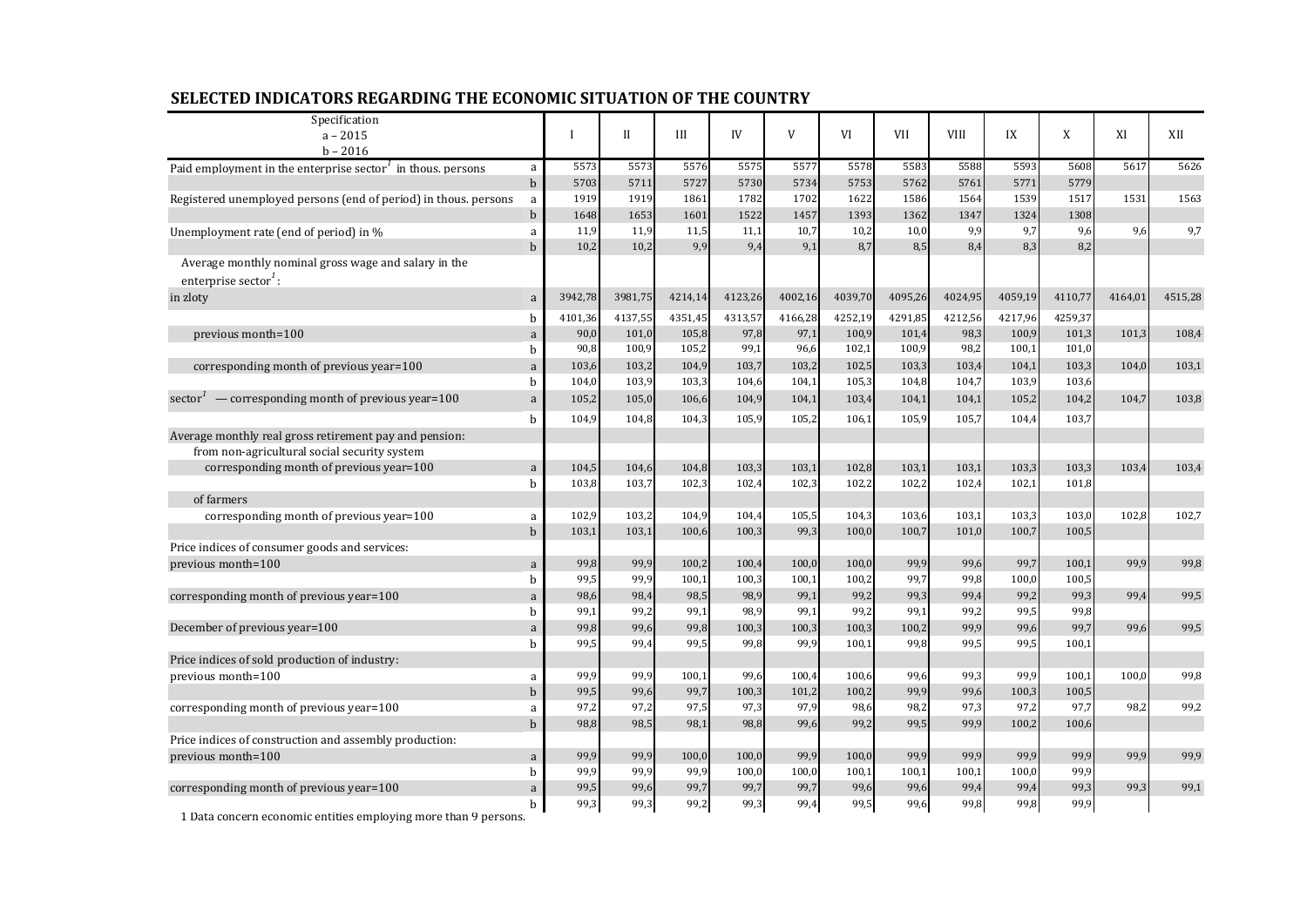## SELECTED INDICATORS REGARDING THE ECONOMIC SITUATION OF THE COUNTRY

| Specification a – 2015 b – 2016 | | I | II | III | IV | V | VI | VII | VIII | IX | X | XI | XII |
|---|---|---|---|---|---|---|---|---|---|---|---|---|---|
| Paid employment in the enterprise sector[1] in thous. persons | a | 5573 | 5573 | 5576 | 5575 | 5577 | 5578 | 5583 | 5588 | 5593 | 5608 | 5617 | 5626 |
| | b | 5703 | 5711 | 5727 | 5730 | 5734 | 5753 | 5762 | 5761 | 5771 | 5779 | | |
| Registered unemployed persons (end of period) in thous. persons | a | 1919 | 1919 | 1861 | 1782 | 1702 | 1622 | 1586 | 1564 | 1539 | 1517 | 1531 | 1563 |
| | b | 1648 | 1653 | 1601 | 1522 | 1457 | 1393 | 1362 | 1347 | 1324 | 1308 | | |
| Unemployment rate (end of period) in % | a | 11,9 | 11,9 | 11,5 | 11,1 | 10,7 | 10,2 | 10,0 | 9,9 | 9,7 | 9,6 | 9,6 | 9,7 |
| | b | 10,2 | 10,2 | 9,9 | 9,4 | 9,1 | 8,7 | 8,5 | 8,4 | 8,3 | 8,2 | | |
| Average monthly nominal gross wage and salary in the enterprise sector[1]: | | | | | | | | | | | | | |
| in zloty | a | 3942,78 | 3981,75 | 4214,14 | 4123,26 | 4002,16 | 4039,70 | 4095,26 | 4024,95 | 4059,19 | 4110,77 | 4164,01 | 4515,28 |
| | b | 4101,36 | 4137,55 | 4351,45 | 4313,57 | 4166,28 | 4252,19 | 4291,85 | 4212,56 | 4217,96 | 4259,37 | | |
| previous month=100 | a | 90,0 | 101,0 | 105,8 | 97,8 | 97,1 | 100,9 | 101,4 | 98,3 | 100,9 | 101,3 | 101,3 | 108,4 |
| | b | 90,8 | 100,9 | 105,2 | 99,1 | 96,6 | 102,1 | 100,9 | 98,2 | 100,1 | 101,0 | | |
| corresponding month of previous year=100 | a | 103,6 | 103,2 | 104,9 | 103,7 | 103,2 | 102,5 | 103,3 | 103,4 | 104,1 | 103,3 | 104,0 | 103,1 |
| | b | 104,0 | 103,9 | 103,3 | 104,6 | 104,1 | 105,3 | 104,8 | 104,7 | 103,9 | 103,6 | | |
| sector[1] — corresponding month of previous year=100 | a | 105,2 | 105,0 | 106,6 | 104,9 | 104,1 | 103,4 | 104,1 | 104,1 | 105,2 | 104,2 | 104,7 | 103,8 |
| | b | 104,9 | 104,8 | 104,3 | 105,9 | 105,2 | 106,1 | 105,9 | 105,7 | 104,4 | 103,7 | | |
| Average monthly real gross retirement pay and pension: | | | | | | | | | | | | | |
| from non-agricultural social security system | | | | | | | | | | | | | |
| corresponding month of previous year=100 | a | 104,5 | 104,6 | 104,8 | 103,3 | 103,1 | 102,8 | 103,1 | 103,1 | 103,3 | 103,3 | 103,4 | 103,4 |
| | b | 103,8 | 103,7 | 102,3 | 102,4 | 102,3 | 102,2 | 102,2 | 102,4 | 102,1 | 101,8 | | |
| of farmers | | | | | | | | | | | | | |
| corresponding month of previous year=100 | a | 102,9 | 103,2 | 104,9 | 104,4 | 105,5 | 104,3 | 103,6 | 103,1 | 103,3 | 103,0 | 102,8 | 102,7 |
| | b | 103,1 | 103,1 | 100,6 | 100,3 | 99,3 | 100,0 | 100,7 | 101,0 | 100,7 | 100,5 | | |
| Price indices of consumer goods and services: | | | | | | | | | | | | | |
| previous month=100 | a | 99,8 | 99,9 | 100,2 | 100,4 | 100,0 | 100,0 | 99,9 | 99,6 | 99,7 | 100,1 | 99,9 | 99,8 |
| | b | 99,5 | 99,9 | 100,1 | 100,3 | 100,1 | 100,2 | 99,7 | 99,8 | 100,0 | 100,5 | | |
| corresponding month of previous year=100 | a | 98,6 | 98,4 | 98,5 | 98,9 | 99,1 | 99,2 | 99,3 | 99,4 | 99,2 | 99,3 | 99,4 | 99,5 |
| | b | 99,1 | 99,2 | 99,1 | 98,9 | 99,1 | 99,2 | 99,1 | 99,2 | 99,5 | 99,8 | | |
| December of previous year=100 | a | 99,8 | 99,6 | 99,8 | 100,3 | 100,3 | 100,3 | 100,2 | 99,9 | 99,6 | 99,7 | 99,6 | 99,5 |
| | b | 99,5 | 99,4 | 99,5 | 99,8 | 99,9 | 100,1 | 99,8 | 99,5 | 99,5 | 100,1 | | |
| Price indices of sold production of industry: | | | | | | | | | | | | | |
| previous month=100 | a | 99,9 | 99,9 | 100,1 | 99,6 | 100,4 | 100,6 | 99,6 | 99,3 | 99,9 | 100,1 | 100,0 | 99,8 |
| | b | 99,5 | 99,6 | 99,7 | 100,3 | 101,2 | 100,2 | 99,9 | 99,6 | 100,3 | 100,5 | | |
| corresponding month of previous year=100 | a | 97,2 | 97,2 | 97,5 | 97,3 | 97,9 | 98,6 | 98,2 | 97,3 | 97,2 | 97,7 | 98,2 | 99,2 |
| | b | 98,8 | 98,5 | 98,1 | 98,8 | 99,6 | 99,2 | 99,5 | 99,9 | 100,2 | 100,6 | | |
| Price indices of construction and assembly production: | | | | | | | | | | | | | |
| previous month=100 | a | 99,9 | 99,9 | 100,0 | 100,0 | 99,9 | 100,0 | 99,9 | 99,9 | 99,9 | 99,9 | 99,9 | 99,9 |
| | b | 99,9 | 99,9 | 99,9 | 100,0 | 100,0 | 100,1 | 100,1 | 100,1 | 100,0 | 99,9 | | |
| corresponding month of previous year=100 | a | 99,5 | 99,6 | 99,7 | 99,7 | 99,7 | 99,6 | 99,6 | 99,4 | 99,4 | 99,3 | 99,3 | 99,1 |
| | b | 99,3 | 99,3 | 99,2 | 99,3 | 99,4 | 99,5 | 99,6 | 99,8 | 99,8 | 99,9 | | |

1 Data concern economic entities employing more than 9 persons.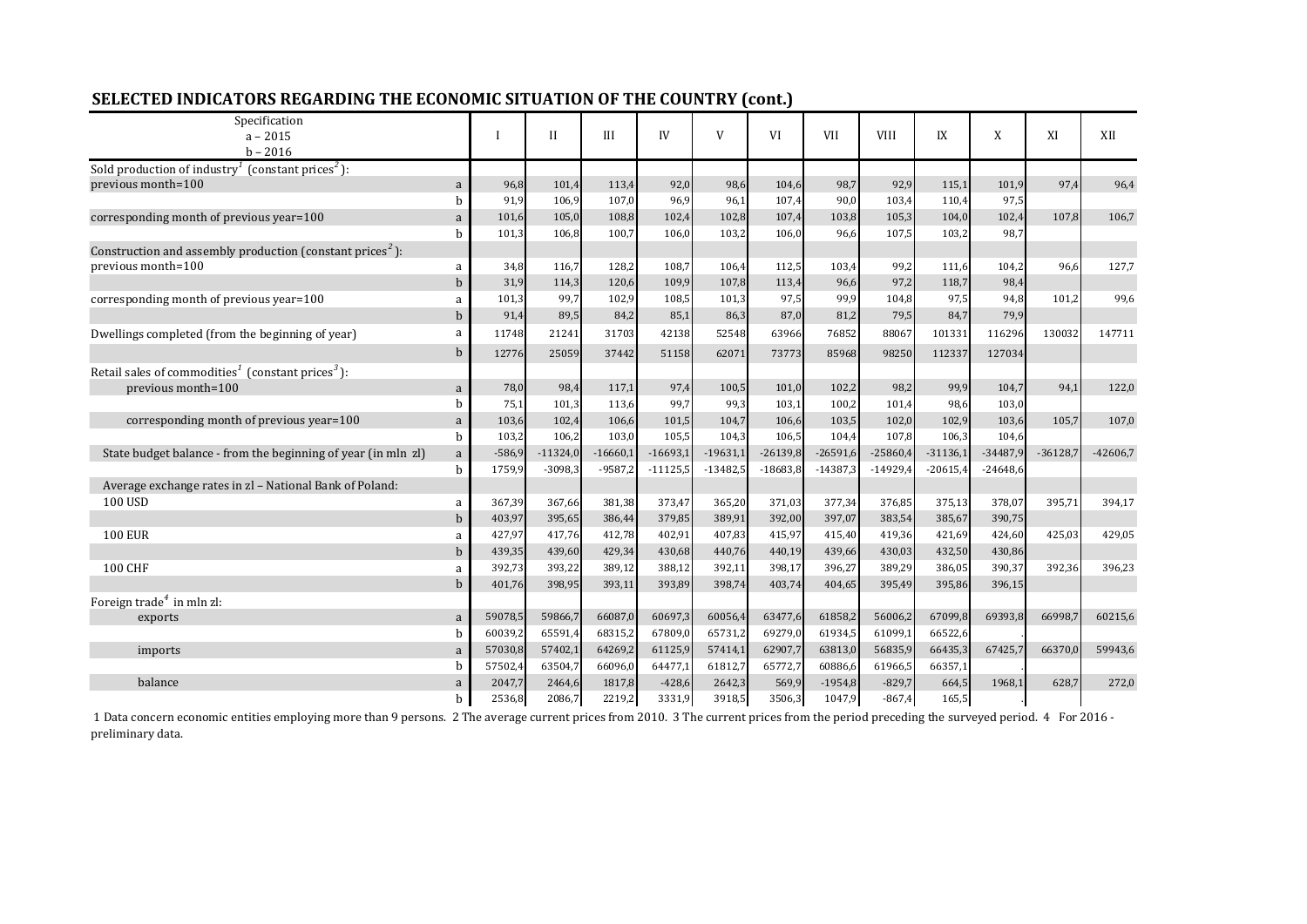## SELECTED INDICATORS REGARDING THE ECONOMIC SITUATION OF THE COUNTRY (cont.)

| Specification a – 2015 b – 2016 | | I | II | III | IV | V | VI | VII | VIII | IX | X | XI | XII |
|---|---|---|---|---|---|---|---|---|---|---|---|---|---|
| Sold production of industry[1] (constant prices[2]): | | | | | | | | | | | | | |
| previous month=100 | a | 96,8 | 101,4 | 113,4 | 92,0 | 98,6 | 104,6 | 98,7 | 92,9 | 115,1 | 101,9 | 97,4 | 96,4 |
| | b | 91,9 | 106,9 | 107,0 | 96,9 | 96,1 | 107,4 | 90,0 | 103,4 | 110,4 | 97,5 | | |
| corresponding month of previous year=100 | a | 101,6 | 105,0 | 108,8 | 102,4 | 102,8 | 107,4 | 103,8 | 105,3 | 104,0 | 102,4 | 107,8 | 106,7 |
| | b | 101,3 | 106,8 | 100,7 | 106,0 | 103,2 | 106,0 | 96,6 | 107,5 | 103,2 | 98,7 | | |
| Construction and assembly production (constant prices[2]): | | | | | | | | | | | | | |
| previous month=100 | a | 34,8 | 116,7 | 128,2 | 108,7 | 106,4 | 112,5 | 103,4 | 99,2 | 111,6 | 104,2 | 96,6 | 127,7 |
| | b | 31,9 | 114,3 | 120,6 | 109,9 | 107,8 | 113,4 | 96,6 | 97,2 | 118,7 | 98,4 | | |
| corresponding month of previous year=100 | a | 101,3 | 99,7 | 102,9 | 108,5 | 101,3 | 97,5 | 99,9 | 104,8 | 97,5 | 94,8 | 101,2 | 99,6 |
| | b | 91,4 | 89,5 | 84,2 | 85,1 | 86,3 | 87,0 | 81,2 | 79,5 | 84,7 | 79,9 | | |
| Dwellings completed (from the beginning of year) | a | 11748 | 21241 | 31703 | 42138 | 52548 | 63966 | 76852 | 88067 | 101331 | 116296 | 130032 | 147711 |
| | b | 12776 | 25059 | 37442 | 51158 | 62071 | 73773 | 85968 | 98250 | 112337 | 127034 | | |
| Retail sales of commodities[1] (constant prices[3]): | | | | | | | | | | | | | |
| previous month=100 | a | 78,0 | 98,4 | 117,1 | 97,4 | 100,5 | 101,0 | 102,2 | 98,2 | 99,9 | 104,7 | 94,1 | 122,0 |
| | b | 75,1 | 101,3 | 113,6 | 99,7 | 99,3 | 103,1 | 100,2 | 101,4 | 98,6 | 103,0 | | |
| corresponding month of previous year=100 | a | 103,6 | 102,4 | 106,6 | 101,5 | 104,7 | 106,6 | 103,5 | 102,0 | 102,9 | 103,6 | 105,7 | 107,0 |
| | b | 103,2 | 106,2 | 103,0 | 105,5 | 104,3 | 106,5 | 104,4 | 107,8 | 106,3 | 104,6 | | |
| State budget balance - from the beginning of year (in mln zl) | a | -586,9 | -11324,0 | -16660,1 | -16693,1 | -19631,1 | -26139,8 | -26591,6 | -25860,4 | -31136,1 | -34487,9 | -36128,7 | -42606,7 |
| | b | 1759,9 | -3098,3 | -9587,2 | -11125,5 | -13482,5 | -18683,8 | -14387,3 | -14929,4 | -20615,4 | -24648,6 | | |
| Average exchange rates in zl – National Bank of Poland: | | | | | | | | | | | | | |
| 100 USD | a | 367,39 | 367,66 | 381,38 | 373,47 | 365,20 | 371,03 | 377,34 | 376,85 | 375,13 | 378,07 | 395,71 | 394,17 |
| | b | 403,97 | 395,65 | 386,44 | 379,85 | 389,91 | 392,00 | 397,07 | 383,54 | 385,67 | 390,75 | | |
| 100 EUR | a | 427,97 | 417,76 | 412,78 | 402,91 | 407,83 | 415,97 | 415,40 | 419,36 | 421,69 | 424,60 | 425,03 | 429,05 |
| | b | 439,35 | 439,60 | 429,34 | 430,68 | 440,76 | 440,19 | 439,66 | 430,03 | 432,50 | 430,86 | | |
| 100 CHF | a | 392,73 | 393,22 | 389,12 | 388,12 | 392,11 | 398,17 | 396,27 | 389,29 | 386,05 | 390,37 | 392,36 | 396,23 |
| | b | 401,76 | 398,95 | 393,11 | 393,89 | 398,74 | 403,74 | 404,65 | 395,49 | 395,86 | 396,15 | | |
| Foreign trade[4] in mln zl: | | | | | | | | | | | | | |
| exports | a | 59078,5 | 59866,7 | 66087,0 | 60697,3 | 60056,4 | 63477,6 | 61858,2 | 56006,2 | 67099,8 | 69393,8 | 66998,7 | 60215,6 |
| | b | 60039,2 | 65591,4 | 68315,2 | 67809,0 | 65731,2 | 69279,0 | 61934,5 | 61099,1 | 66522,6 | . | | |
| imports | a | 57030,8 | 57402,1 | 64269,2 | 61125,9 | 57414,1 | 62907,7 | 63813,0 | 56835,9 | 66435,3 | 67425,7 | 66370,0 | 59943,6 |
| | b | 57502,4 | 63504,7 | 66096,0 | 64477,1 | 61812,7 | 65772,7 | 60886,6 | 61966,5 | 66357,1 | . | | |
| balance | a | 2047,7 | 2464,6 | 1817,8 | -428,6 | 2642,3 | 569,9 | -1954,8 | -829,7 | 664,5 | 1968,1 | 628,7 | 272,0 |
| | b | 2536,8 | 2086,7 | 2219,2 | 3331,9 | 3918,5 | 3506,3 | 1047,9 | -867,4 | 165,5 | . | | |

1 Data concern economic entities employing more than 9 persons. 2 The average current prices from 2010. 3 The current prices from the period preceding the surveyed period. 4 For 2016 - preliminary data.